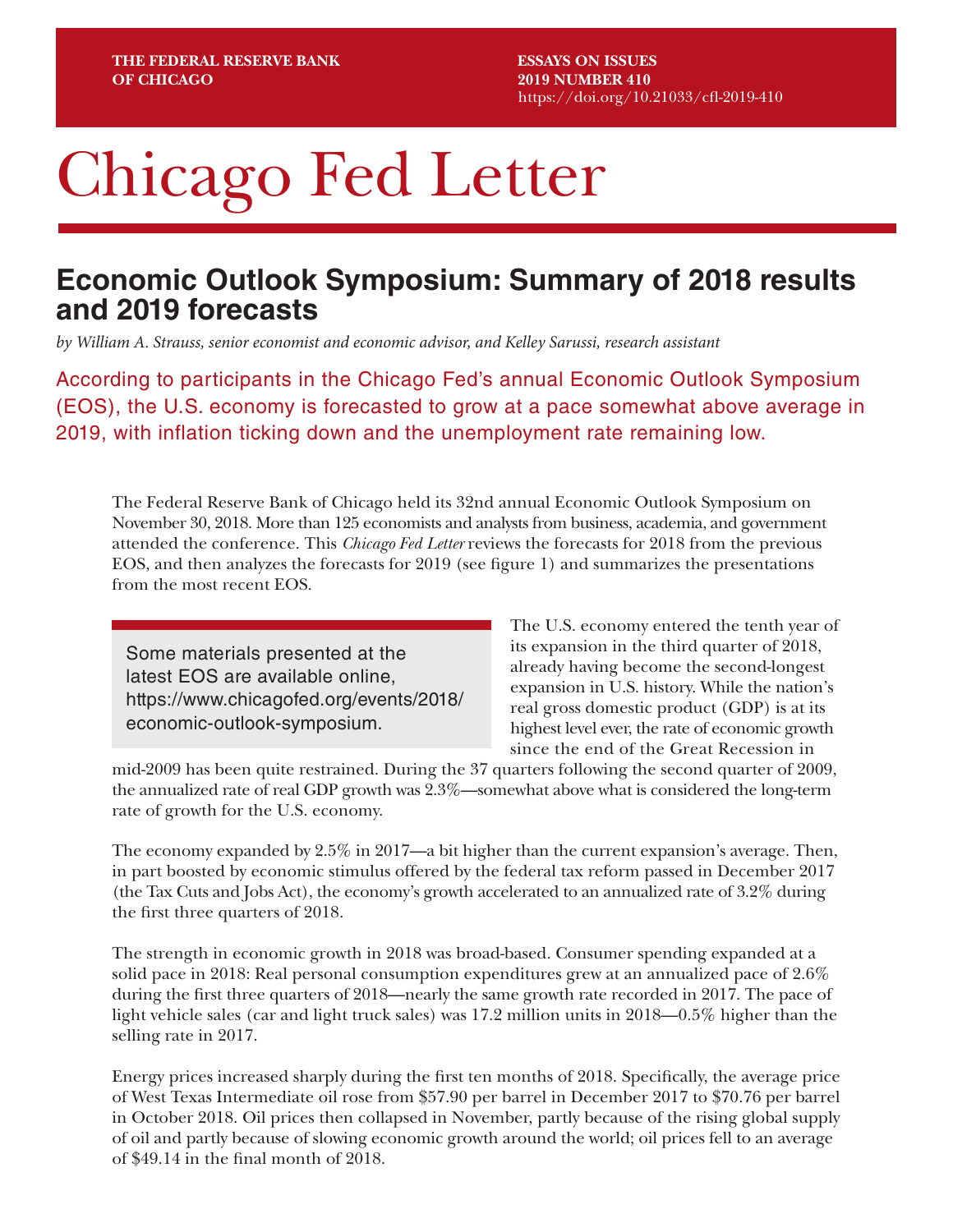THE FEDERAL RESERVE BANK OF CHICAGO

ESSAYS ON ISSUES
2019 NUMBER 410
https://doi.org/10.21033/cfl-2019-410

# Chicago Fed Letter

## Economic Outlook Symposium: Summary of 2018 results and 2019 forecasts

*by William A. Strauss, senior economist and economic advisor, and Kelley Sarussi, research assistant*

According to participants in the Chicago Fed's annual Economic Outlook Symposium (EOS), the U.S. economy is forecasted to grow at a pace somewhat above average in 2019, with inflation ticking down and the unemployment rate remaining low.

The Federal Reserve Bank of Chicago held its 32nd annual Economic Outlook Symposium on November 30, 2018. More than 125 economists and analysts from business, academia, and government attended the conference. This *Chicago Fed Letter* reviews the forecasts for 2018 from the previous EOS, and then analyzes the forecasts for 2019 (see figure 1) and summarizes the presentations from the most recent EOS.

> Some materials presented at the latest EOS are available online, https://www.chicagofed.org/events/2018/economic-outlook-symposium.

The U.S. economy entered the tenth year of its expansion in the third quarter of 2018, already having become the second-longest expansion in U.S. history. While the nation's real gross domestic product (GDP) is at its highest level ever, the rate of economic growth since the end of the Great Recession in mid-2009 has been quite restrained. During the 37 quarters following the second quarter of 2009, the annualized rate of real GDP growth was 2.3%—somewhat above what is considered the long-term rate of growth for the U.S. economy.

The economy expanded by 2.5% in 2017—a bit higher than the current expansion's average. Then, in part boosted by economic stimulus offered by the federal tax reform passed in December 2017 (the Tax Cuts and Jobs Act), the economy's growth accelerated to an annualized rate of 3.2% during the first three quarters of 2018.

The strength in economic growth in 2018 was broad-based. Consumer spending expanded at a solid pace in 2018: Real personal consumption expenditures grew at an annualized pace of 2.6% during the first three quarters of 2018—nearly the same growth rate recorded in 2017. The pace of light vehicle sales (car and light truck sales) was 17.2 million units in 2018—0.5% higher than the selling rate in 2017.

Energy prices increased sharply during the first ten months of 2018. Specifically, the average price of West Texas Intermediate oil rose from $57.90 per barrel in December 2017 to $70.76 per barrel in October 2018. Oil prices then collapsed in November, partly because of the rising global supply of oil and partly because of slowing economic growth around the world; oil prices fell to an average of $49.14 in the final month of 2018.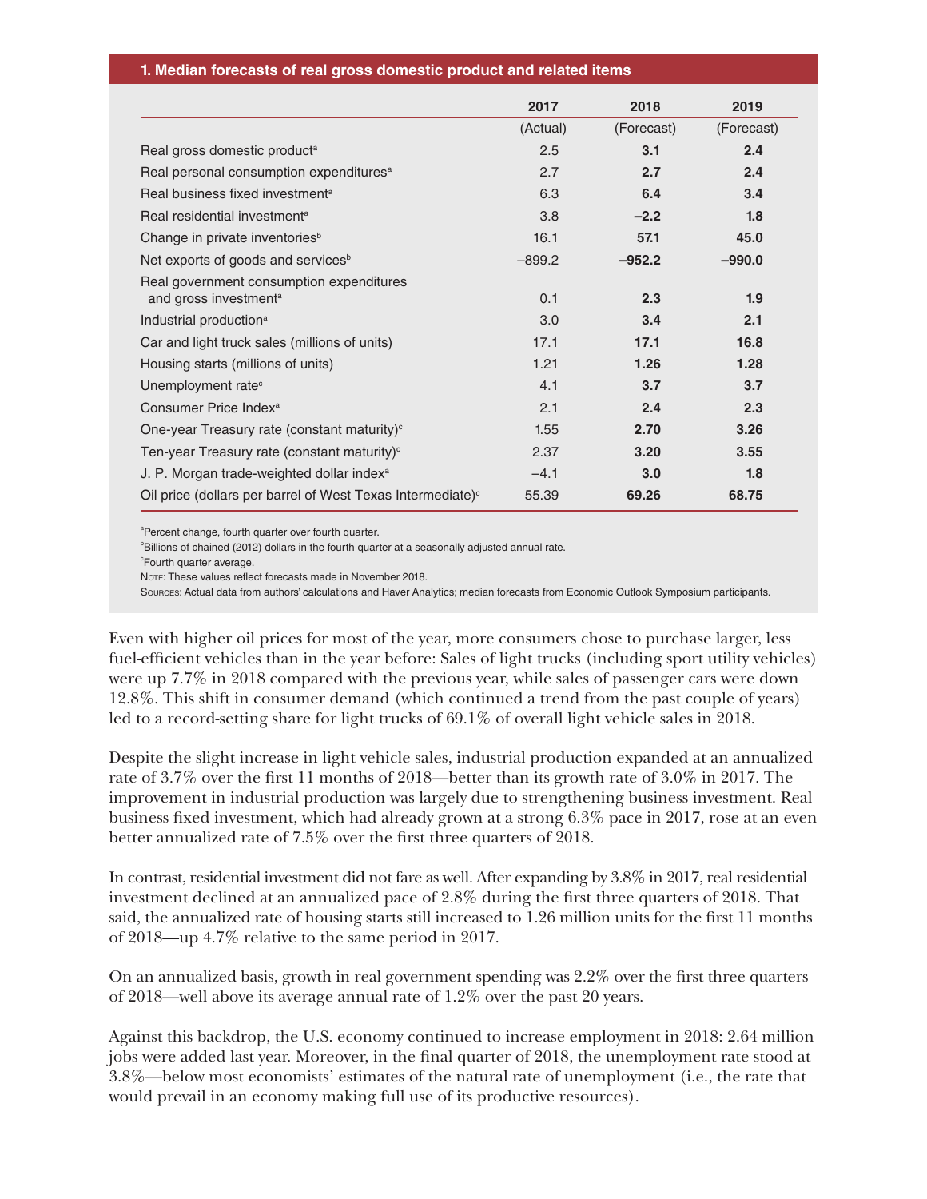**1. Median forecasts of real gross domestic product and related items**

| | 2017 (Actual) | 2018 (Forecast) | 2019 (Forecast) |
|---|---|---|---|
| Real gross domestic product[a] | 2.5 | **3.1** | **2.4** |
| Real personal consumption expenditures[a] | 2.7 | **2.7** | **2.4** |
| Real business fixed investment[a] | 6.3 | **6.4** | **3.4** |
| Real residential investment[a] | 3.8 | **−2.2** | **1.8** |
| Change in private inventories[b] | 16.1 | **57.1** | **45.0** |
| Net exports of goods and services[b] | −899.2 | **−952.2** | **−990.0** |
| Real government consumption expenditures and gross investment[a] | 0.1 | **2.3** | **1.9** |
| Industrial production[a] | 3.0 | **3.4** | **2.1** |
| Car and light truck sales (millions of units) | 17.1 | **17.1** | **16.8** |
| Housing starts (millions of units) | 1.21 | **1.26** | **1.28** |
| Unemployment rate[c] | 4.1 | **3.7** | **3.7** |
| Consumer Price Index[a] | 2.1 | **2.4** | **2.3** |
| One-year Treasury rate (constant maturity)[c] | 1.55 | **2.70** | **3.26** |
| Ten-year Treasury rate (constant maturity)[c] | 2.37 | **3.20** | **3.55** |
| J. P. Morgan trade-weighted dollar index[a] | −4.1 | **3.0** | **1.8** |
| Oil price (dollars per barrel of West Texas Intermediate)[c] | 55.39 | **69.26** | **68.75** |

[a]Percent change, fourth quarter over fourth quarter.
[b]Billions of chained (2012) dollars in the fourth quarter at a seasonally adjusted annual rate.
[c]Fourth quarter average.
Note: These values reflect forecasts made in November 2018.
Sources: Actual data from authors' calculations and Haver Analytics; median forecasts from Economic Outlook Symposium participants.

Even with higher oil prices for most of the year, more consumers chose to purchase larger, less fuel-efficient vehicles than in the year before: Sales of light trucks (including sport utility vehicles) were up 7.7% in 2018 compared with the previous year, while sales of passenger cars were down 12.8%. This shift in consumer demand (which continued a trend from the past couple of years) led to a record-setting share for light trucks of 69.1% of overall light vehicle sales in 2018.

Despite the slight increase in light vehicle sales, industrial production expanded at an annualized rate of 3.7% over the first 11 months of 2018—better than its growth rate of 3.0% in 2017. The improvement in industrial production was largely due to strengthening business investment. Real business fixed investment, which had already grown at a strong 6.3% pace in 2017, rose at an even better annualized rate of 7.5% over the first three quarters of 2018.

In contrast, residential investment did not fare as well. After expanding by 3.8% in 2017, real residential investment declined at an annualized pace of 2.8% during the first three quarters of 2018. That said, the annualized rate of housing starts still increased to 1.26 million units for the first 11 months of 2018—up 4.7% relative to the same period in 2017.

On an annualized basis, growth in real government spending was 2.2% over the first three quarters of 2018—well above its average annual rate of 1.2% over the past 20 years.

Against this backdrop, the U.S. economy continued to increase employment in 2018: 2.64 million jobs were added last year. Moreover, in the final quarter of 2018, the unemployment rate stood at 3.8%—below most economists' estimates of the natural rate of unemployment (i.e., the rate that would prevail in an economy making full use of its productive resources).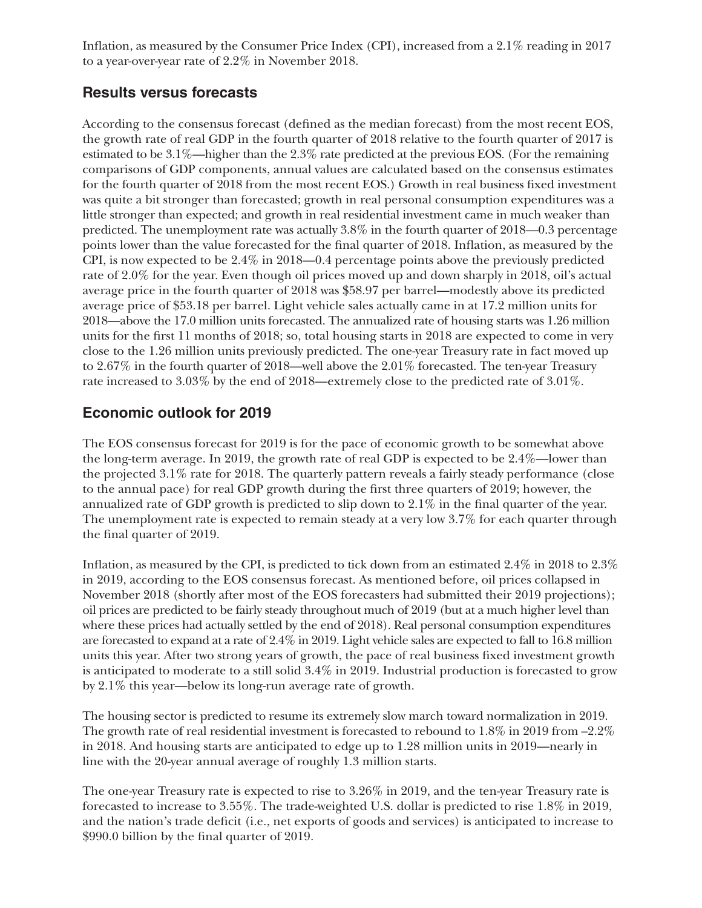Inflation, as measured by the Consumer Price Index (CPI), increased from a 2.1% reading in 2017 to a year-over-year rate of 2.2% in November 2018.

## Results versus forecasts

According to the consensus forecast (defined as the median forecast) from the most recent EOS, the growth rate of real GDP in the fourth quarter of 2018 relative to the fourth quarter of 2017 is estimated to be 3.1%—higher than the 2.3% rate predicted at the previous EOS. (For the remaining comparisons of GDP components, annual values are calculated based on the consensus estimates for the fourth quarter of 2018 from the most recent EOS.) Growth in real business fixed investment was quite a bit stronger than forecasted; growth in real personal consumption expenditures was a little stronger than expected; and growth in real residential investment came in much weaker than predicted. The unemployment rate was actually 3.8% in the fourth quarter of 2018—0.3 percentage points lower than the value forecasted for the final quarter of 2018. Inflation, as measured by the CPI, is now expected to be 2.4% in 2018—0.4 percentage points above the previously predicted rate of 2.0% for the year. Even though oil prices moved up and down sharply in 2018, oil's actual average price in the fourth quarter of 2018 was $58.97 per barrel—modestly above its predicted average price of $53.18 per barrel. Light vehicle sales actually came in at 17.2 million units for 2018—above the 17.0 million units forecasted. The annualized rate of housing starts was 1.26 million units for the first 11 months of 2018; so, total housing starts in 2018 are expected to come in very close to the 1.26 million units previously predicted. The one-year Treasury rate in fact moved up to 2.67% in the fourth quarter of 2018—well above the 2.01% forecasted. The ten-year Treasury rate increased to 3.03% by the end of 2018—extremely close to the predicted rate of 3.01%.

## Economic outlook for 2019

The EOS consensus forecast for 2019 is for the pace of economic growth to be somewhat above the long-term average. In 2019, the growth rate of real GDP is expected to be 2.4%—lower than the projected 3.1% rate for 2018. The quarterly pattern reveals a fairly steady performance (close to the annual pace) for real GDP growth during the first three quarters of 2019; however, the annualized rate of GDP growth is predicted to slip down to 2.1% in the final quarter of the year. The unemployment rate is expected to remain steady at a very low 3.7% for each quarter through the final quarter of 2019.

Inflation, as measured by the CPI, is predicted to tick down from an estimated 2.4% in 2018 to 2.3% in 2019, according to the EOS consensus forecast. As mentioned before, oil prices collapsed in November 2018 (shortly after most of the EOS forecasters had submitted their 2019 projections); oil prices are predicted to be fairly steady throughout much of 2019 (but at a much higher level than where these prices had actually settled by the end of 2018). Real personal consumption expenditures are forecasted to expand at a rate of 2.4% in 2019. Light vehicle sales are expected to fall to 16.8 million units this year. After two strong years of growth, the pace of real business fixed investment growth is anticipated to moderate to a still solid 3.4% in 2019. Industrial production is forecasted to grow by 2.1% this year—below its long-run average rate of growth.

The housing sector is predicted to resume its extremely slow march toward normalization in 2019. The growth rate of real residential investment is forecasted to rebound to 1.8% in 2019 from –2.2% in 2018. And housing starts are anticipated to edge up to 1.28 million units in 2019—nearly in line with the 20-year annual average of roughly 1.3 million starts.

The one-year Treasury rate is expected to rise to 3.26% in 2019, and the ten-year Treasury rate is forecasted to increase to 3.55%. The trade-weighted U.S. dollar is predicted to rise 1.8% in 2019, and the nation's trade deficit (i.e., net exports of goods and services) is anticipated to increase to $990.0 billion by the final quarter of 2019.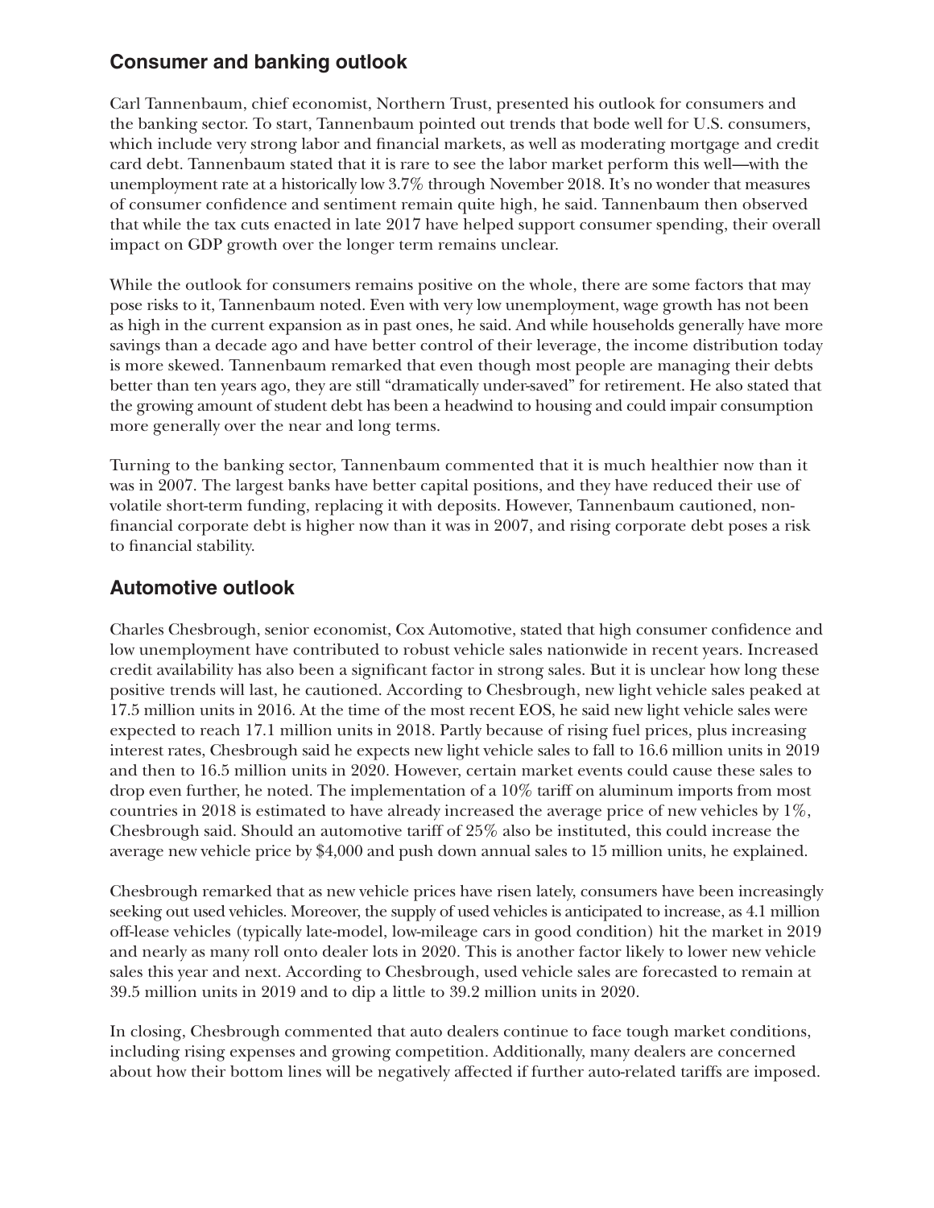## Consumer and banking outlook

Carl Tannenbaum, chief economist, Northern Trust, presented his outlook for consumers and the banking sector. To start, Tannenbaum pointed out trends that bode well for U.S. consumers, which include very strong labor and financial markets, as well as moderating mortgage and credit card debt. Tannenbaum stated that it is rare to see the labor market perform this well—with the unemployment rate at a historically low 3.7% through November 2018. It's no wonder that measures of consumer confidence and sentiment remain quite high, he said. Tannenbaum then observed that while the tax cuts enacted in late 2017 have helped support consumer spending, their overall impact on GDP growth over the longer term remains unclear.

While the outlook for consumers remains positive on the whole, there are some factors that may pose risks to it, Tannenbaum noted. Even with very low unemployment, wage growth has not been as high in the current expansion as in past ones, he said. And while households generally have more savings than a decade ago and have better control of their leverage, the income distribution today is more skewed. Tannenbaum remarked that even though most people are managing their debts better than ten years ago, they are still "dramatically under-saved" for retirement. He also stated that the growing amount of student debt has been a headwind to housing and could impair consumption more generally over the near and long terms.

Turning to the banking sector, Tannenbaum commented that it is much healthier now than it was in 2007. The largest banks have better capital positions, and they have reduced their use of volatile short-term funding, replacing it with deposits. However, Tannenbaum cautioned, non-financial corporate debt is higher now than it was in 2007, and rising corporate debt poses a risk to financial stability.

## Automotive outlook

Charles Chesbrough, senior economist, Cox Automotive, stated that high consumer confidence and low unemployment have contributed to robust vehicle sales nationwide in recent years. Increased credit availability has also been a significant factor in strong sales. But it is unclear how long these positive trends will last, he cautioned. According to Chesbrough, new light vehicle sales peaked at 17.5 million units in 2016. At the time of the most recent EOS, he said new light vehicle sales were expected to reach 17.1 million units in 2018. Partly because of rising fuel prices, plus increasing interest rates, Chesbrough said he expects new light vehicle sales to fall to 16.6 million units in 2019 and then to 16.5 million units in 2020. However, certain market events could cause these sales to drop even further, he noted. The implementation of a 10% tariff on aluminum imports from most countries in 2018 is estimated to have already increased the average price of new vehicles by 1%, Chesbrough said. Should an automotive tariff of 25% also be instituted, this could increase the average new vehicle price by $4,000 and push down annual sales to 15 million units, he explained.

Chesbrough remarked that as new vehicle prices have risen lately, consumers have been increasingly seeking out used vehicles. Moreover, the supply of used vehicles is anticipated to increase, as 4.1 million off-lease vehicles (typically late-model, low-mileage cars in good condition) hit the market in 2019 and nearly as many roll onto dealer lots in 2020. This is another factor likely to lower new vehicle sales this year and next. According to Chesbrough, used vehicle sales are forecasted to remain at 39.5 million units in 2019 and to dip a little to 39.2 million units in 2020.

In closing, Chesbrough commented that auto dealers continue to face tough market conditions, including rising expenses and growing competition. Additionally, many dealers are concerned about how their bottom lines will be negatively affected if further auto-related tariffs are imposed.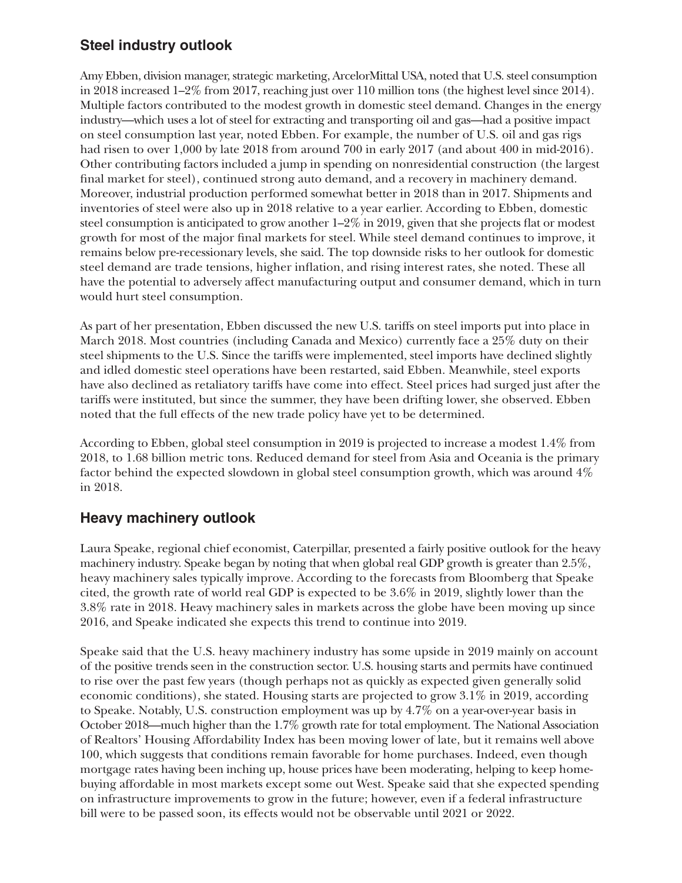## Steel industry outlook

Amy Ebben, division manager, strategic marketing, ArcelorMittal USA, noted that U.S. steel consumption in 2018 increased 1–2% from 2017, reaching just over 110 million tons (the highest level since 2014). Multiple factors contributed to the modest growth in domestic steel demand. Changes in the energy industry—which uses a lot of steel for extracting and transporting oil and gas—had a positive impact on steel consumption last year, noted Ebben. For example, the number of U.S. oil and gas rigs had risen to over 1,000 by late 2018 from around 700 in early 2017 (and about 400 in mid-2016). Other contributing factors included a jump in spending on nonresidential construction (the largest final market for steel), continued strong auto demand, and a recovery in machinery demand. Moreover, industrial production performed somewhat better in 2018 than in 2017. Shipments and inventories of steel were also up in 2018 relative to a year earlier. According to Ebben, domestic steel consumption is anticipated to grow another 1–2% in 2019, given that she projects flat or modest growth for most of the major final markets for steel. While steel demand continues to improve, it remains below pre-recessionary levels, she said. The top downside risks to her outlook for domestic steel demand are trade tensions, higher inflation, and rising interest rates, she noted. These all have the potential to adversely affect manufacturing output and consumer demand, which in turn would hurt steel consumption.

As part of her presentation, Ebben discussed the new U.S. tariffs on steel imports put into place in March 2018. Most countries (including Canada and Mexico) currently face a 25% duty on their steel shipments to the U.S. Since the tariffs were implemented, steel imports have declined slightly and idled domestic steel operations have been restarted, said Ebben. Meanwhile, steel exports have also declined as retaliatory tariffs have come into effect. Steel prices had surged just after the tariffs were instituted, but since the summer, they have been drifting lower, she observed. Ebben noted that the full effects of the new trade policy have yet to be determined.

According to Ebben, global steel consumption in 2019 is projected to increase a modest 1.4% from 2018, to 1.68 billion metric tons. Reduced demand for steel from Asia and Oceania is the primary factor behind the expected slowdown in global steel consumption growth, which was around 4% in 2018.

## Heavy machinery outlook

Laura Speake, regional chief economist, Caterpillar, presented a fairly positive outlook for the heavy machinery industry. Speake began by noting that when global real GDP growth is greater than 2.5%, heavy machinery sales typically improve. According to the forecasts from Bloomberg that Speake cited, the growth rate of world real GDP is expected to be 3.6% in 2019, slightly lower than the 3.8% rate in 2018. Heavy machinery sales in markets across the globe have been moving up since 2016, and Speake indicated she expects this trend to continue into 2019.

Speake said that the U.S. heavy machinery industry has some upside in 2019 mainly on account of the positive trends seen in the construction sector. U.S. housing starts and permits have continued to rise over the past few years (though perhaps not as quickly as expected given generally solid economic conditions), she stated. Housing starts are projected to grow 3.1% in 2019, according to Speake. Notably, U.S. construction employment was up by 4.7% on a year-over-year basis in October 2018—much higher than the 1.7% growth rate for total employment. The National Association of Realtors' Housing Affordability Index has been moving lower of late, but it remains well above 100, which suggests that conditions remain favorable for home purchases. Indeed, even though mortgage rates having been inching up, house prices have been moderating, helping to keep home-buying affordable in most markets except some out West. Speake said that she expected spending on infrastructure improvements to grow in the future; however, even if a federal infrastructure bill were to be passed soon, its effects would not be observable until 2021 or 2022.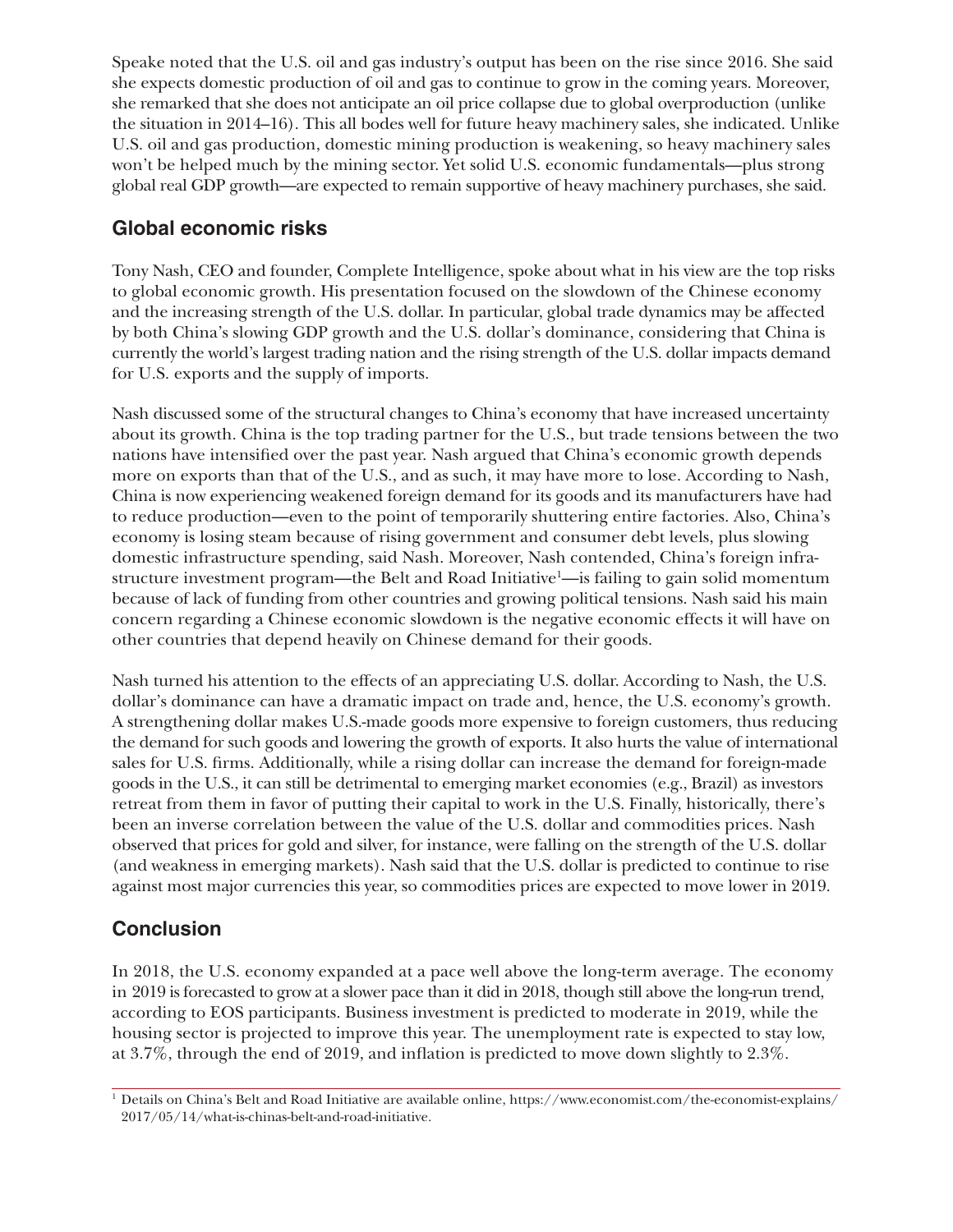Speake noted that the U.S. oil and gas industry's output has been on the rise since 2016. She said she expects domestic production of oil and gas to continue to grow in the coming years. Moreover, she remarked that she does not anticipate an oil price collapse due to global overproduction (unlike the situation in 2014–16). This all bodes well for future heavy machinery sales, she indicated. Unlike U.S. oil and gas production, domestic mining production is weakening, so heavy machinery sales won't be helped much by the mining sector. Yet solid U.S. economic fundamentals—plus strong global real GDP growth—are expected to remain supportive of heavy machinery purchases, she said.

## Global economic risks

Tony Nash, CEO and founder, Complete Intelligence, spoke about what in his view are the top risks to global economic growth. His presentation focused on the slowdown of the Chinese economy and the increasing strength of the U.S. dollar. In particular, global trade dynamics may be affected by both China's slowing GDP growth and the U.S. dollar's dominance, considering that China is currently the world's largest trading nation and the rising strength of the U.S. dollar impacts demand for U.S. exports and the supply of imports.

Nash discussed some of the structural changes to China's economy that have increased uncertainty about its growth. China is the top trading partner for the U.S., but trade tensions between the two nations have intensified over the past year. Nash argued that China's economic growth depends more on exports than that of the U.S., and as such, it may have more to lose. According to Nash, China is now experiencing weakened foreign demand for its goods and its manufacturers have had to reduce production—even to the point of temporarily shuttering entire factories. Also, China's economy is losing steam because of rising government and consumer debt levels, plus slowing domestic infrastructure spending, said Nash. Moreover, Nash contended, China's foreign infrastructure investment program—the Belt and Road Initiative[1]—is failing to gain solid momentum because of lack of funding from other countries and growing political tensions. Nash said his main concern regarding a Chinese economic slowdown is the negative economic effects it will have on other countries that depend heavily on Chinese demand for their goods.

Nash turned his attention to the effects of an appreciating U.S. dollar. According to Nash, the U.S. dollar's dominance can have a dramatic impact on trade and, hence, the U.S. economy's growth. A strengthening dollar makes U.S.-made goods more expensive to foreign customers, thus reducing the demand for such goods and lowering the growth of exports. It also hurts the value of international sales for U.S. firms. Additionally, while a rising dollar can increase the demand for foreign-made goods in the U.S., it can still be detrimental to emerging market economies (e.g., Brazil) as investors retreat from them in favor of putting their capital to work in the U.S. Finally, historically, there's been an inverse correlation between the value of the U.S. dollar and commodities prices. Nash observed that prices for gold and silver, for instance, were falling on the strength of the U.S. dollar (and weakness in emerging markets). Nash said that the U.S. dollar is predicted to continue to rise against most major currencies this year, so commodities prices are expected to move lower in 2019.

## Conclusion

In 2018, the U.S. economy expanded at a pace well above the long-term average. The economy in 2019 is forecasted to grow at a slower pace than it did in 2018, though still above the long-run trend, according to EOS participants. Business investment is predicted to moderate in 2019, while the housing sector is projected to improve this year. The unemployment rate is expected to stay low, at 3.7%, through the end of 2019, and inflation is predicted to move down slightly to 2.3%.

---

[1] Details on China's Belt and Road Initiative are available online, https://www.economist.com/the-economist-explains/2017/05/14/what-is-chinas-belt-and-road-initiative.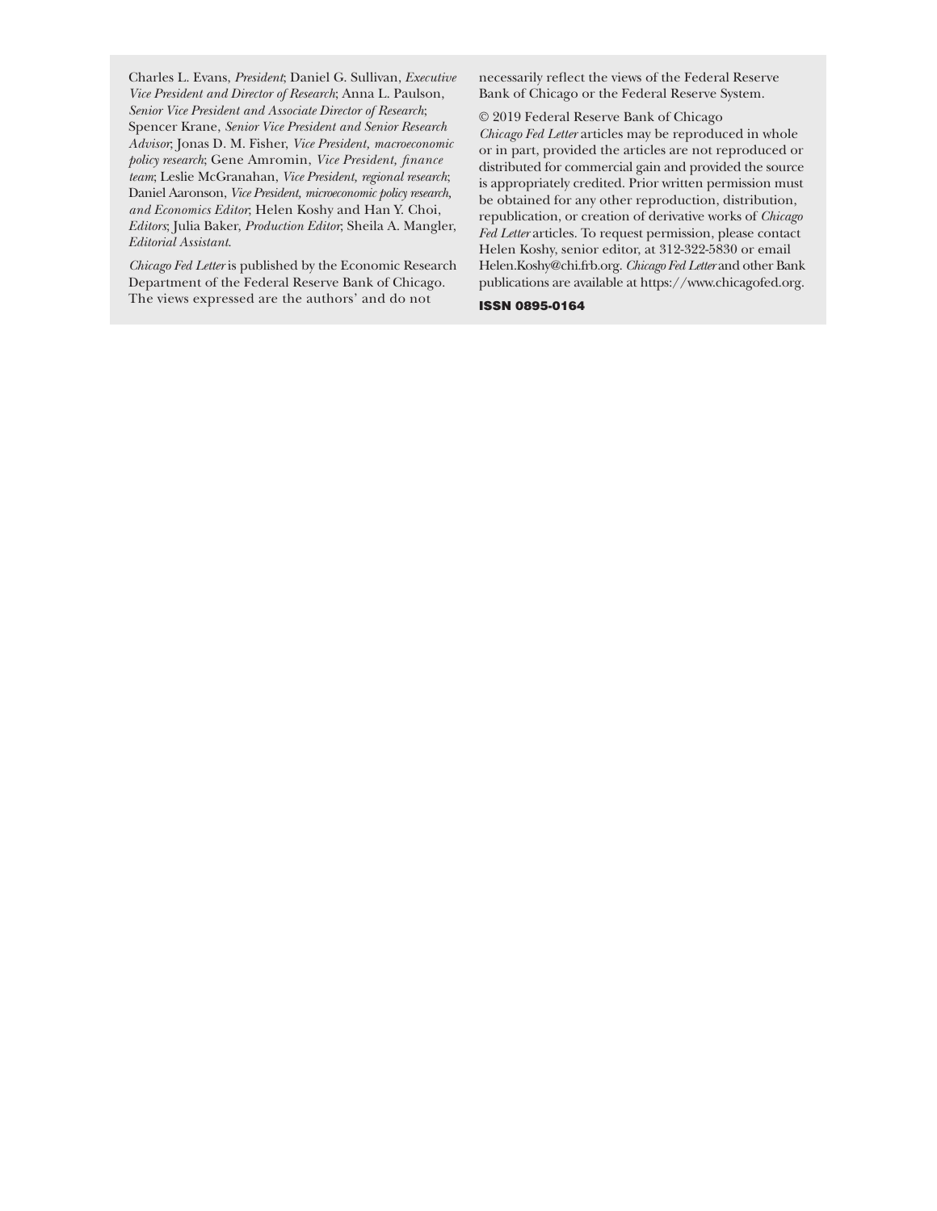Charles L. Evans, *President*; Daniel G. Sullivan, *Executive Vice President and Director of Research*; Anna L. Paulson, *Senior Vice President and Associate Director of Research*; Spencer Krane, *Senior Vice President and Senior Research Advisor*; Jonas D. M. Fisher, *Vice President, macroeconomic policy research*; Gene Amromin, *Vice President, finance team*; Leslie McGranahan, *Vice President, regional research*; Daniel Aaronson, *Vice President, microeconomic policy research, and Economics Editor*; Helen Koshy and Han Y. Choi, *Editors*; Julia Baker, *Production Editor*; Sheila A. Mangler, *Editorial Assistant*.

*Chicago Fed Letter* is published by the Economic Research Department of the Federal Reserve Bank of Chicago. The views expressed are the authors' and do not necessarily reflect the views of the Federal Reserve Bank of Chicago or the Federal Reserve System.

© 2019 Federal Reserve Bank of Chicago
*Chicago Fed Letter* articles may be reproduced in whole or in part, provided the articles are not reproduced or distributed for commercial gain and provided the source is appropriately credited. Prior written permission must be obtained for any other reproduction, distribution, republication, or creation of derivative works of *Chicago Fed Letter* articles. To request permission, please contact Helen Koshy, senior editor, at 312-322-5830 or email Helen.Koshy@chi.frb.org. *Chicago Fed Letter* and other Bank publications are available at https://www.chicagofed.org.

**ISSN 0895-0164**